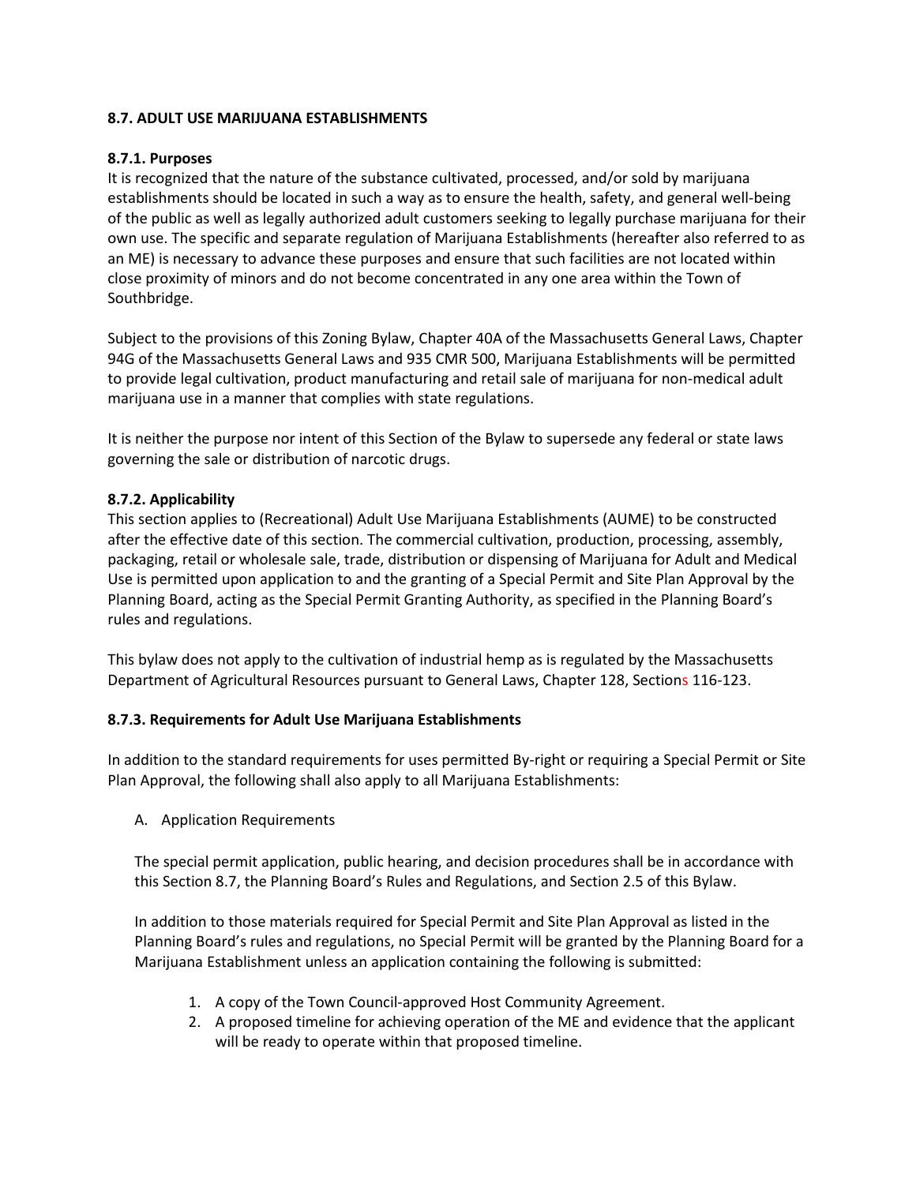**8.7. ADULT USE MARIJUANA ESTABLISHMENTS**

**8.7.1. Purposes**

It is recognized that the nature of the substance cultivated, processed, and/or sold by marijuana establishments should be located in such a way as to ensure the health, safety, and general well-being of the public as well as legally authorized adult customers seeking to legally purchase marijuana for their own use. The specific and separate regulation of Marijuana Establishments (hereafter also referred to as an ME) is necessary to advance these purposes and ensure that such facilities are not located within close proximity of minors and do not become concentrated in any one area within the Town of Southbridge.

Subject to the provisions of this Zoning Bylaw, Chapter 40A of the Massachusetts General Laws, Chapter 94G of the Massachusetts General Laws and 935 CMR 500, Marijuana Establishments will be permitted to provide legal cultivation, product manufacturing and retail sale of marijuana for non-medical adult marijuana use in a manner that complies with state regulations.

It is neither the purpose nor intent of this Section of the Bylaw to supersede any federal or state laws governing the sale or distribution of narcotic drugs.

**8.7.2. Applicability**

This section applies to (Recreational) Adult Use Marijuana Establishments (AUME) to be constructed after the effective date of this section. The commercial cultivation, production, processing, assembly, packaging, retail or wholesale sale, trade, distribution or dispensing of Marijuana for Adult and Medical Use is permitted upon application to and the granting of a Special Permit and Site Plan Approval by the Planning Board, acting as the Special Permit Granting Authority, as specified in the Planning Board's rules and regulations.

This bylaw does not apply to the cultivation of industrial hemp as is regulated by the Massachusetts Department of Agricultural Resources pursuant to General Laws, Chapter 128, Sections 116-123.

**8.7.3. Requirements for Adult Use Marijuana Establishments**

In addition to the standard requirements for uses permitted By-right or requiring a Special Permit or Site Plan Approval, the following shall also apply to all Marijuana Establishments:

A. Application Requirements

The special permit application, public hearing, and decision procedures shall be in accordance with this Section 8.7, the Planning Board's Rules and Regulations, and Section 2.5 of this Bylaw.

In addition to those materials required for Special Permit and Site Plan Approval as listed in the Planning Board's rules and regulations, no Special Permit will be granted by the Planning Board for a Marijuana Establishment unless an application containing the following is submitted:

1. A copy of the Town Council-approved Host Community Agreement.
2. A proposed timeline for achieving operation of the ME and evidence that the applicant will be ready to operate within that proposed timeline.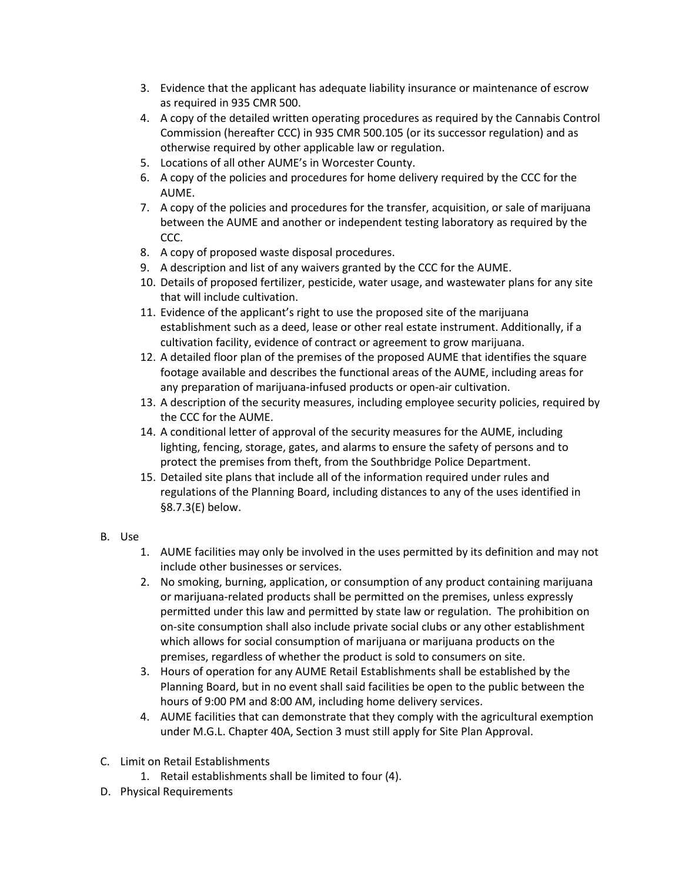3. Evidence that the applicant has adequate liability insurance or maintenance of escrow as required in 935 CMR 500.
4. A copy of the detailed written operating procedures as required by the Cannabis Control Commission (hereafter CCC) in 935 CMR 500.105 (or its successor regulation) and as otherwise required by other applicable law or regulation.
5. Locations of all other AUME's in Worcester County.
6. A copy of the policies and procedures for home delivery required by the CCC for the AUME.
7. A copy of the policies and procedures for the transfer, acquisition, or sale of marijuana between the AUME and another or independent testing laboratory as required by the CCC.
8. A copy of proposed waste disposal procedures.
9. A description and list of any waivers granted by the CCC for the AUME.
10. Details of proposed fertilizer, pesticide, water usage, and wastewater plans for any site that will include cultivation.
11. Evidence of the applicant's right to use the proposed site of the marijuana establishment such as a deed, lease or other real estate instrument. Additionally, if a cultivation facility, evidence of contract or agreement to grow marijuana.
12. A detailed floor plan of the premises of the proposed AUME that identifies the square footage available and describes the functional areas of the AUME, including areas for any preparation of marijuana-infused products or open-air cultivation.
13. A description of the security measures, including employee security policies, required by the CCC for the AUME.
14. A conditional letter of approval of the security measures for the AUME, including lighting, fencing, storage, gates, and alarms to ensure the safety of persons and to protect the premises from theft, from the Southbridge Police Department.
15. Detailed site plans that include all of the information required under rules and regulations of the Planning Board, including distances to any of the uses identified in §8.7.3(E) below.

B. Use
   1. AUME facilities may only be involved in the uses permitted by its definition and may not include other businesses or services.
   2. No smoking, burning, application, or consumption of any product containing marijuana or marijuana-related products shall be permitted on the premises, unless expressly permitted under this law and permitted by state law or regulation. The prohibition on on-site consumption shall also include private social clubs or any other establishment which allows for social consumption of marijuana or marijuana products on the premises, regardless of whether the product is sold to consumers on site.
   3. Hours of operation for any AUME Retail Establishments shall be established by the Planning Board, but in no event shall said facilities be open to the public between the hours of 9:00 PM and 8:00 AM, including home delivery services.
   4. AUME facilities that can demonstrate that they comply with the agricultural exemption under M.G.L. Chapter 40A, Section 3 must still apply for Site Plan Approval.

C. Limit on Retail Establishments
   1. Retail establishments shall be limited to four (4).

D. Physical Requirements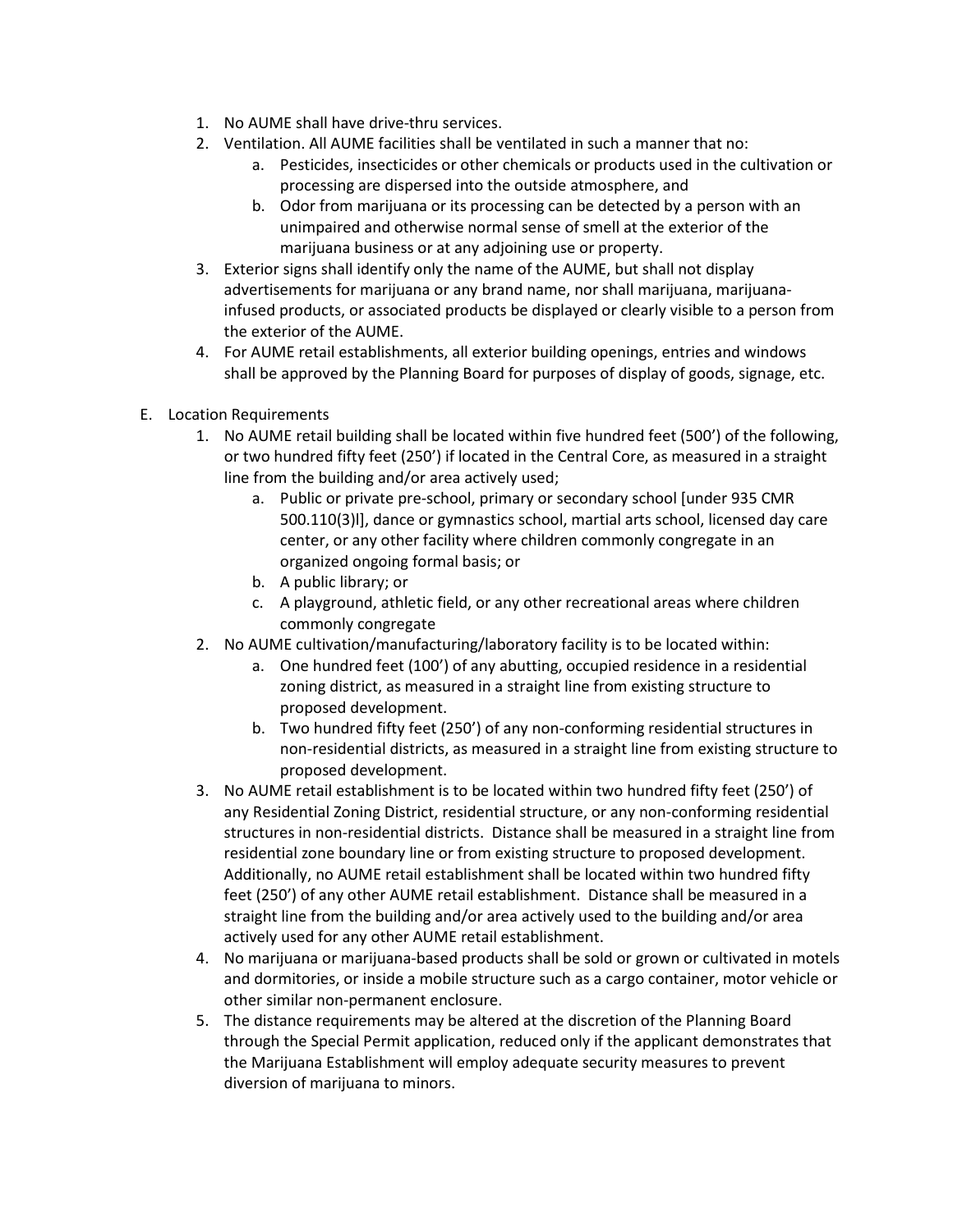1. No AUME shall have drive-thru services.
2. Ventilation. All AUME facilities shall be ventilated in such a manner that no:
   a. Pesticides, insecticides or other chemicals or products used in the cultivation or processing are dispersed into the outside atmosphere, and
   b. Odor from marijuana or its processing can be detected by a person with an unimpaired and otherwise normal sense of smell at the exterior of the marijuana business or at any adjoining use or property.
3. Exterior signs shall identify only the name of the AUME, but shall not display advertisements for marijuana or any brand name, nor shall marijuana, marijuana-infused products, or associated products be displayed or clearly visible to a person from the exterior of the AUME.
4. For AUME retail establishments, all exterior building openings, entries and windows shall be approved by the Planning Board for purposes of display of goods, signage, etc.

E. Location Requirements
   1. No AUME retail building shall be located within five hundred feet (500') of the following, or two hundred fifty feet (250') if located in the Central Core, as measured in a straight line from the building and/or area actively used;
      a. Public or private pre-school, primary or secondary school [under 935 CMR 500.110(3)l], dance or gymnastics school, martial arts school, licensed day care center, or any other facility where children commonly congregate in an organized ongoing formal basis; or
      b. A public library; or
      c. A playground, athletic field, or any other recreational areas where children commonly congregate
   2. No AUME cultivation/manufacturing/laboratory facility is to be located within:
      a. One hundred feet (100') of any abutting, occupied residence in a residential zoning district, as measured in a straight line from existing structure to proposed development.
      b. Two hundred fifty feet (250') of any non-conforming residential structures in non-residential districts, as measured in a straight line from existing structure to proposed development.
   3. No AUME retail establishment is to be located within two hundred fifty feet (250') of any Residential Zoning District, residential structure, or any non-conforming residential structures in non-residential districts. Distance shall be measured in a straight line from residential zone boundary line or from existing structure to proposed development. Additionally, no AUME retail establishment shall be located within two hundred fifty feet (250') of any other AUME retail establishment. Distance shall be measured in a straight line from the building and/or area actively used to the building and/or area actively used for any other AUME retail establishment.
   4. No marijuana or marijuana-based products shall be sold or grown or cultivated in motels and dormitories, or inside a mobile structure such as a cargo container, motor vehicle or other similar non-permanent enclosure.
   5. The distance requirements may be altered at the discretion of the Planning Board through the Special Permit application, reduced only if the applicant demonstrates that the Marijuana Establishment will employ adequate security measures to prevent diversion of marijuana to minors.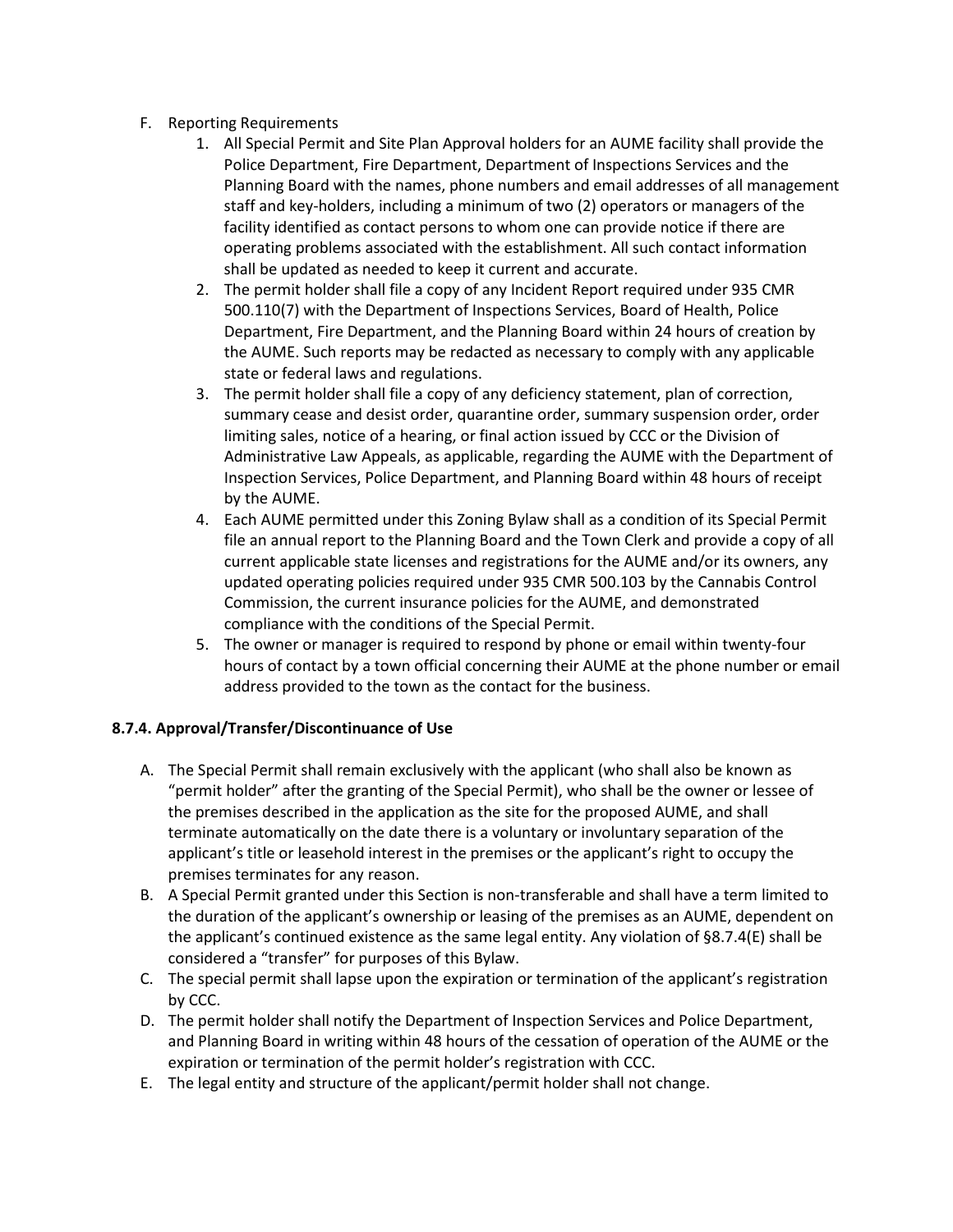F. Reporting Requirements
    1. All Special Permit and Site Plan Approval holders for an AUME facility shall provide the Police Department, Fire Department, Department of Inspections Services and the Planning Board with the names, phone numbers and email addresses of all management staff and key-holders, including a minimum of two (2) operators or managers of the facility identified as contact persons to whom one can provide notice if there are operating problems associated with the establishment. All such contact information shall be updated as needed to keep it current and accurate.
    2. The permit holder shall file a copy of any Incident Report required under 935 CMR 500.110(7) with the Department of Inspections Services, Board of Health, Police Department, Fire Department, and the Planning Board within 24 hours of creation by the AUME. Such reports may be redacted as necessary to comply with any applicable state or federal laws and regulations.
    3. The permit holder shall file a copy of any deficiency statement, plan of correction, summary cease and desist order, quarantine order, summary suspension order, order limiting sales, notice of a hearing, or final action issued by CCC or the Division of Administrative Law Appeals, as applicable, regarding the AUME with the Department of Inspection Services, Police Department, and Planning Board within 48 hours of receipt by the AUME.
    4. Each AUME permitted under this Zoning Bylaw shall as a condition of its Special Permit file an annual report to the Planning Board and the Town Clerk and provide a copy of all current applicable state licenses and registrations for the AUME and/or its owners, any updated operating policies required under 935 CMR 500.103 by the Cannabis Control Commission, the current insurance policies for the AUME, and demonstrated compliance with the conditions of the Special Permit.
    5. The owner or manager is required to respond by phone or email within twenty-four hours of contact by a town official concerning their AUME at the phone number or email address provided to the town as the contact for the business.

**8.7.4. Approval/Transfer/Discontinuance of Use**

A. The Special Permit shall remain exclusively with the applicant (who shall also be known as "permit holder" after the granting of the Special Permit), who shall be the owner or lessee of the premises described in the application as the site for the proposed AUME, and shall terminate automatically on the date there is a voluntary or involuntary separation of the applicant's title or leasehold interest in the premises or the applicant's right to occupy the premises terminates for any reason.

B. A Special Permit granted under this Section is non-transferable and shall have a term limited to the duration of the applicant's ownership or leasing of the premises as an AUME, dependent on the applicant's continued existence as the same legal entity. Any violation of §8.7.4(E) shall be considered a "transfer" for purposes of this Bylaw.

C. The special permit shall lapse upon the expiration or termination of the applicant's registration by CCC.

D. The permit holder shall notify the Department of Inspection Services and Police Department, and Planning Board in writing within 48 hours of the cessation of operation of the AUME or the expiration or termination of the permit holder's registration with CCC.

E. The legal entity and structure of the applicant/permit holder shall not change.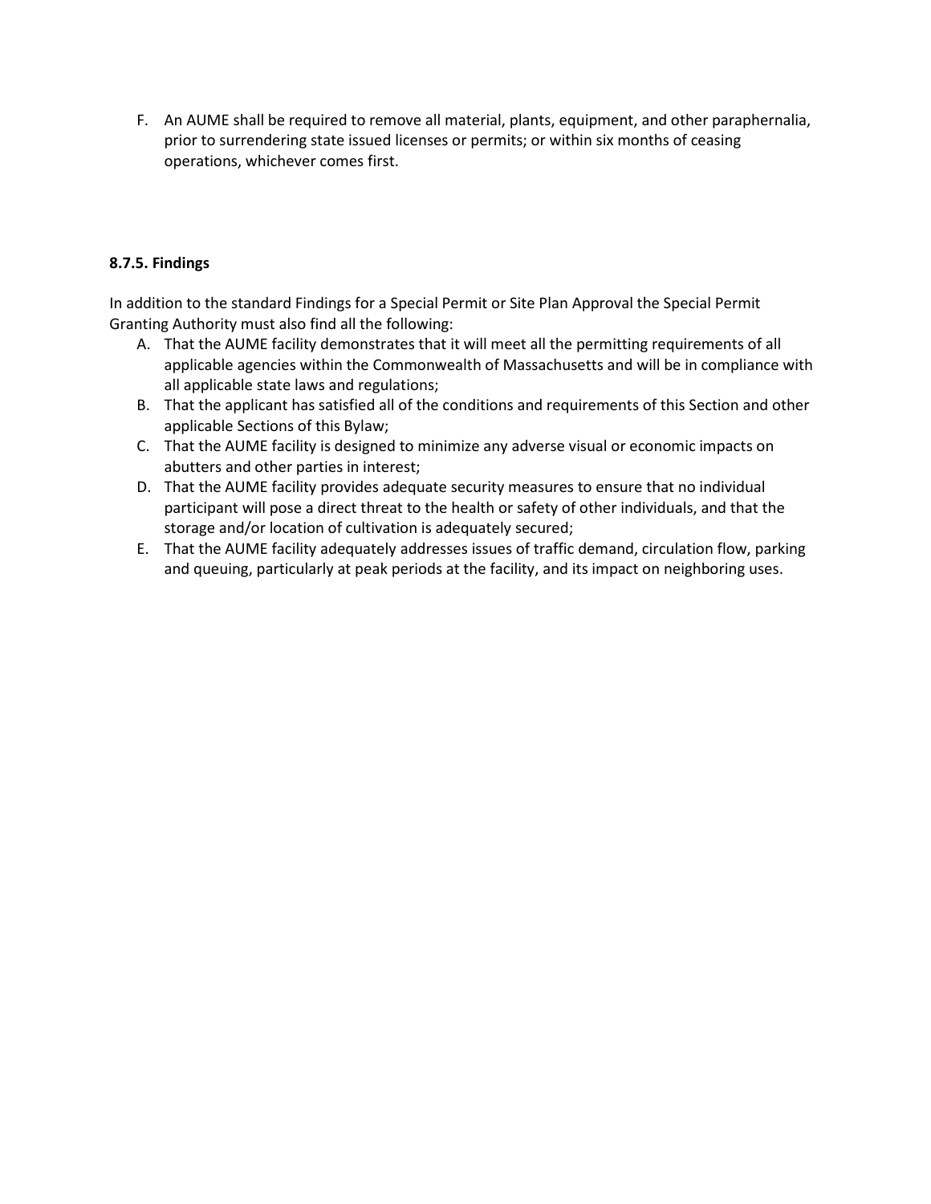F. An AUME shall be required to remove all material, plants, equipment, and other paraphernalia, prior to surrendering state issued licenses or permits; or within six months of ceasing operations, whichever comes first.

**8.7.5. Findings**

In addition to the standard Findings for a Special Permit or Site Plan Approval the Special Permit Granting Authority must also find all the following:

A. That the AUME facility demonstrates that it will meet all the permitting requirements of all applicable agencies within the Commonwealth of Massachusetts and will be in compliance with all applicable state laws and regulations;

B. That the applicant has satisfied all of the conditions and requirements of this Section and other applicable Sections of this Bylaw;

C. That the AUME facility is designed to minimize any adverse visual or economic impacts on abutters and other parties in interest;

D. That the AUME facility provides adequate security measures to ensure that no individual participant will pose a direct threat to the health or safety of other individuals, and that the storage and/or location of cultivation is adequately secured;

E. That the AUME facility adequately addresses issues of traffic demand, circulation flow, parking and queuing, particularly at peak periods at the facility, and its impact on neighboring uses.